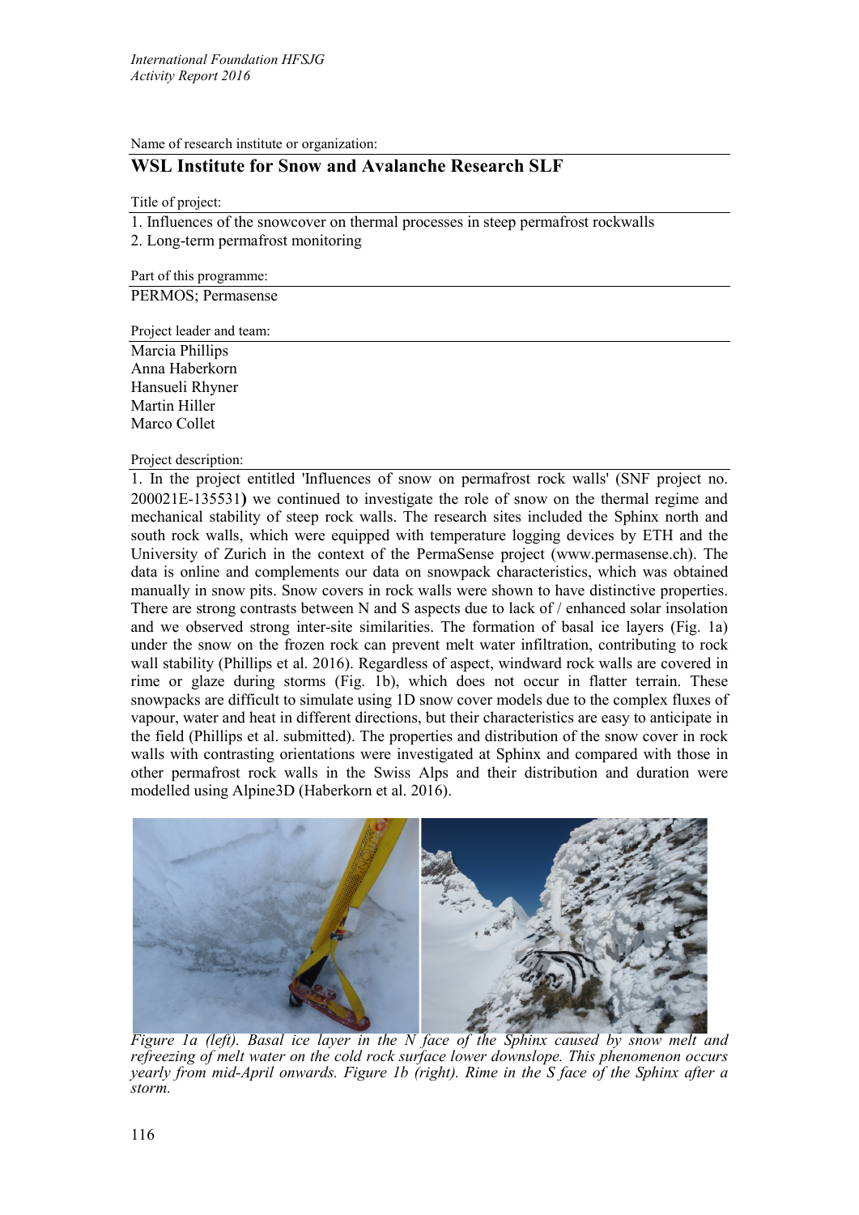*International Foundation HFSJG*
*Activity Report 2016*

Name of research institute or organization:

## WSL Institute for Snow and Avalanche Research SLF

Title of project:

1. Influences of the snowcover on thermal processes in steep permafrost rockwalls
2. Long-term permafrost monitoring

Part of this programme:

PERMOS; Permasense

Project leader and team:

Marcia Phillips
Anna Haberkorn
Hansueli Rhyner
Martin Hiller
Marco Collet

Project description:

1. In the project entitled 'Influences of snow on permafrost rock walls' (SNF project no. 200021E-135531**)** we continued to investigate the role of snow on the thermal regime and mechanical stability of steep rock walls. The research sites included the Sphinx north and south rock walls, which were equipped with temperature logging devices by ETH and the University of Zurich in the context of the PermaSense project (www.permasense.ch). The data is online and complements our data on snowpack characteristics, which was obtained manually in snow pits. Snow covers in rock walls were shown to have distinctive properties. There are strong contrasts between N and S aspects due to lack of / enhanced solar insolation and we observed strong inter-site similarities. The formation of basal ice layers (Fig. 1a) under the snow on the frozen rock can prevent melt water infiltration, contributing to rock wall stability (Phillips et al. 2016). Regardless of aspect, windward rock walls are covered in rime or glaze during storms (Fig. 1b), which does not occur in flatter terrain. These snowpacks are difficult to simulate using 1D snow cover models due to the complex fluxes of vapour, water and heat in different directions, but their characteristics are easy to anticipate in the field (Phillips et al. submitted). The properties and distribution of the snow cover in rock walls with contrasting orientations were investigated at Sphinx and compared with those in other permafrost rock walls in the Swiss Alps and their distribution and duration were modelled using Alpine3D (Haberkorn et al. 2016).

*Figure 1a (left). Basal ice layer in the N face of the Sphinx caused by snow melt and refreezing of melt water on the cold rock surface lower downslope. This phenomenon occurs yearly from mid-April onwards. Figure 1b (right). Rime in the S face of the Sphinx after a storm.*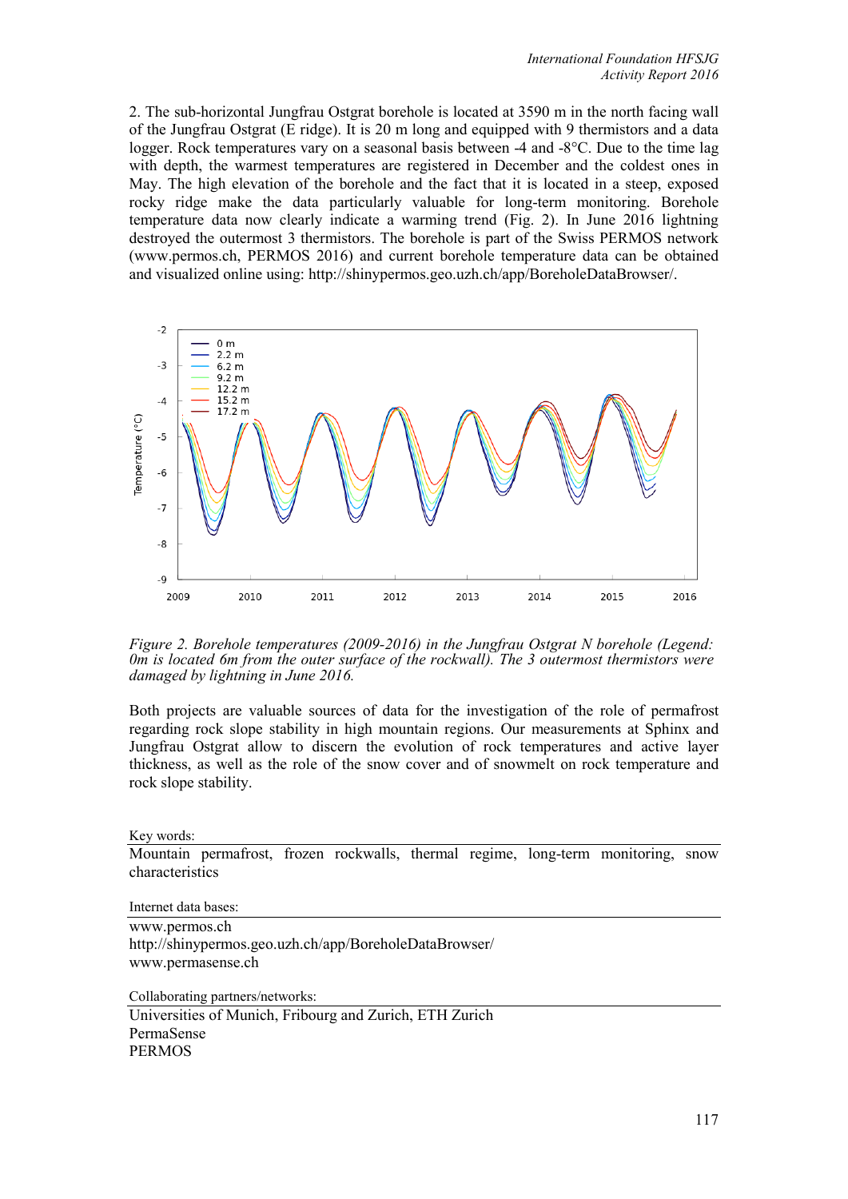2. The sub-horizontal Jungfrau Ostgrat borehole is located at 3590 m in the north facing wall of the Jungfrau Ostgrat (E ridge). It is 20 m long and equipped with 9 thermistors and a data logger. Rock temperatures vary on a seasonal basis between -4 and -8°C. Due to the time lag with depth, the warmest temperatures are registered in December and the coldest ones in May. The high elevation of the borehole and the fact that it is located in a steep, exposed rocky ridge make the data particularly valuable for long-term monitoring. Borehole temperature data now clearly indicate a warming trend (Fig. 2). In June 2016 lightning destroyed the outermost 3 thermistors. The borehole is part of the Swiss PERMOS network (www.permos.ch, PERMOS 2016) and current borehole temperature data can be obtained and visualized online using: http://shinypermos.geo.uzh.ch/app/BoreholeDataBrowser/.

*Figure 2. Borehole temperatures (2009-2016) in the Jungfrau Ostgrat N borehole (Legend: 0m is located 6m from the outer surface of the rockwall). The 3 outermost thermistors were damaged by lightning in June 2016.*

Both projects are valuable sources of data for the investigation of the role of permafrost regarding rock slope stability in high mountain regions. Our measurements at Sphinx and Jungfrau Ostgrat allow to discern the evolution of rock temperatures and active layer thickness, as well as the role of the snow cover and of snowmelt on rock temperature and rock slope stability.

Key words:

Mountain permafrost, frozen rockwalls, thermal regime, long-term monitoring, snow characteristics

Internet data bases:

www.permos.ch
http://shinypermos.geo.uzh.ch/app/BoreholeDataBrowser/
www.permasense.ch

Collaborating partners/networks:

Universities of Munich, Fribourg and Zurich, ETH Zurich
PermaSense
PERMOS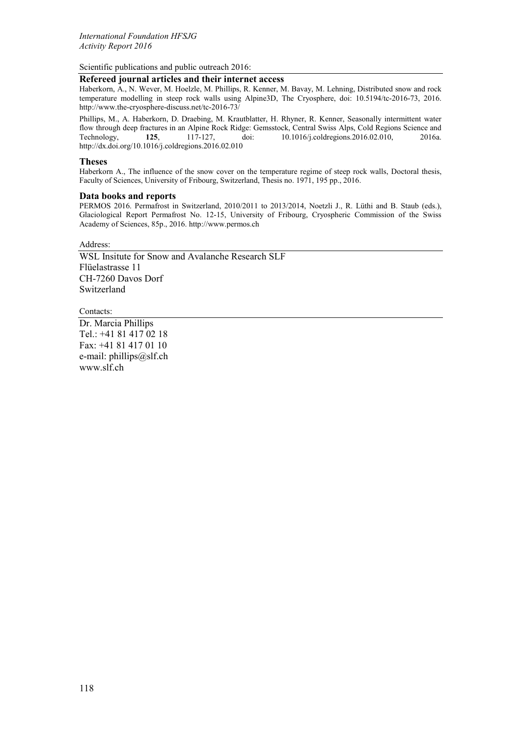Scientific publications and public outreach 2016:

## Refereed journal articles and their internet access

Haberkorn, A., N. Wever, M. Hoelzle, M. Phillips, R. Kenner, M. Bavay, M. Lehning, Distributed snow and rock temperature modelling in steep rock walls using Alpine3D, The Cryosphere, doi: 10.5194/tc-2016-73, 2016. http://www.the-cryosphere-discuss.net/tc-2016-73/

Phillips, M., A. Haberkorn, D. Draebing, M. Krautblatter, H. Rhyner, R. Kenner, Seasonally intermittent water flow through deep fractures in an Alpine Rock Ridge: Gemsstock, Central Swiss Alps, Cold Regions Science and Technology, **125**, 117-127, doi: 10.1016/j.coldregions.2016.02.010, 2016a. http://dx.doi.org/10.1016/j.coldregions.2016.02.010

## Theses

Haberkorn A., The influence of the snow cover on the temperature regime of steep rock walls, Doctoral thesis, Faculty of Sciences, University of Fribourg, Switzerland, Thesis no. 1971, 195 pp., 2016.

## Data books and reports

PERMOS 2016. Permafrost in Switzerland, 2010/2011 to 2013/2014, Noetzli J., R. Lüthi and B. Staub (eds.), Glaciological Report Permafrost No. 12-15, University of Fribourg, Cryospheric Commission of the Swiss Academy of Sciences, 85p., 2016. http://www.permos.ch

Address:

WSL Insitute for Snow and Avalanche Research SLF
Flüelastrasse 11
CH-7260 Davos Dorf
Switzerland

Contacts:

Dr. Marcia Phillips
Tel.: +41 81 417 02 18
Fax: +41 81 417 01 10
e-mail: phillips@slf.ch
www.slf.ch